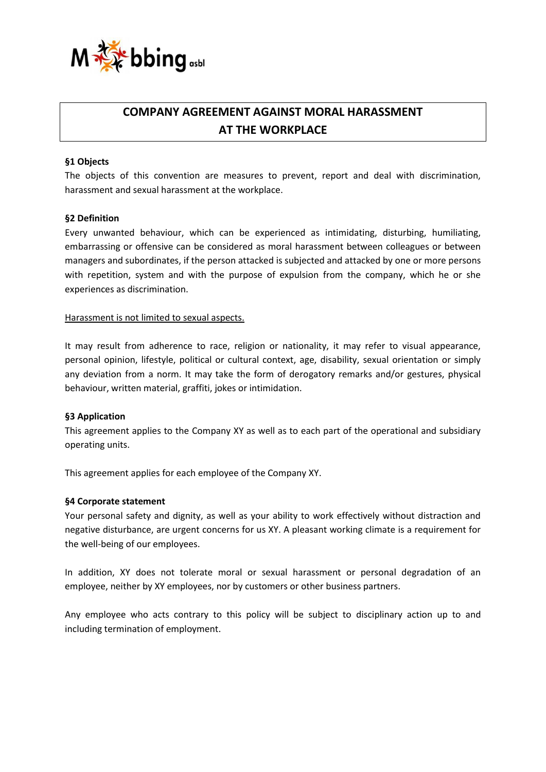# COMPANY AGREEMENT AGAINST MORAL HARASSMENT AT THE WORKPLACE

### §1 Objects

The objects of this convention are measures to prevent, report and deal with discrimination, harassment and sexual harassment at the workplace.

### §2 Definition

Every unwanted behaviour, which can be experienced as intimidating, disturbing, humiliating, embarrassing or offensive can be considered as moral harassment between colleagues or between managers and subordinates, if the person attacked is subjected and attacked by one or more persons with repetition, system and with the purpose of expulsion from the company, which he or she experiences as discrimination.

<u>Harassment is not limited to sexual aspects.</u>

It may result from adherence to race, religion or nationality, it may refer to visual appearance, personal opinion, lifestyle, political or cultural context, age, disability, sexual orientation or simply any deviation from a norm. It may take the form of derogatory remarks and/or gestures, physical behaviour, written material, graffiti, jokes or intimidation.

### §3 Application

This agreement applies to the Company XY as well as to each part of the operational and subsidiary operating units.

This agreement applies for each employee of the Company XY.

### §4 Corporate statement

Your personal safety and dignity, as well as your ability to work effectively without distraction and negative disturbance, are urgent concerns for us XY. A pleasant working climate is a requirement for the well-being of our employees.

In addition, XY does not tolerate moral or sexual harassment or personal degradation of an employee, neither by XY employees, nor by customers or other business partners.

Any employee who acts contrary to this policy will be subject to disciplinary action up to and including termination of employment.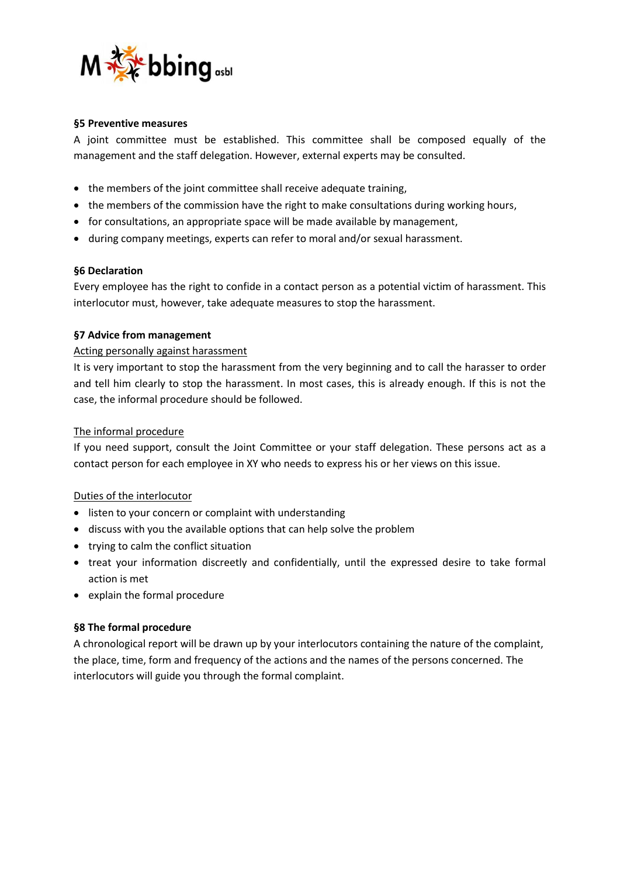**§5 Preventive measures**

A joint committee must be established. This committee shall be composed equally of the management and the staff delegation. However, external experts may be consulted.

- the members of the joint committee shall receive adequate training,
- the members of the commission have the right to make consultations during working hours,
- for consultations, an appropriate space will be made available by management,
- during company meetings, experts can refer to moral and/or sexual harassment.

**§6 Declaration**

Every employee has the right to confide in a contact person as a potential victim of harassment. This interlocutor must, however, take adequate measures to stop the harassment.

**§7 Advice from management**

Acting personally against harassment

It is very important to stop the harassment from the very beginning and to call the harasser to order and tell him clearly to stop the harassment. In most cases, this is already enough. If this is not the case, the informal procedure should be followed.

The informal procedure

If you need support, consult the Joint Committee or your staff delegation. These persons act as a contact person for each employee in XY who needs to express his or her views on this issue.

Duties of the interlocutor

- listen to your concern or complaint with understanding
- discuss with you the available options that can help solve the problem
- trying to calm the conflict situation
- treat your information discreetly and confidentially, until the expressed desire to take formal action is met
- explain the formal procedure

**§8 The formal procedure**

A chronological report will be drawn up by your interlocutors containing the nature of the complaint, the place, time, form and frequency of the actions and the names of the persons concerned. The interlocutors will guide you through the formal complaint.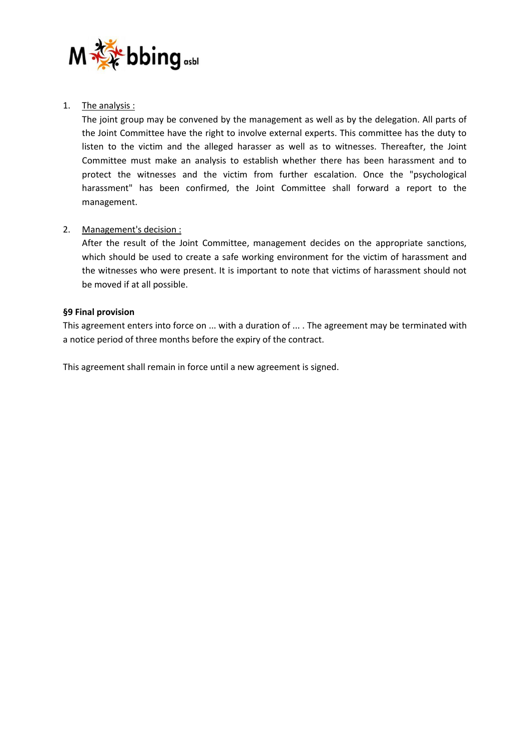1. <u>The analysis :</u>

   The joint group may be convened by the management as well as by the delegation. All parts of the Joint Committee have the right to involve external experts. This committee has the duty to listen to the victim and the alleged harasser as well as to witnesses. Thereafter, the Joint Committee must make an analysis to establish whether there has been harassment and to protect the witnesses and the victim from further escalation. Once the "psychological harassment" has been confirmed, the Joint Committee shall forward a report to the management.

2. <u>Management's decision :</u>

   After the result of the Joint Committee, management decides on the appropriate sanctions, which should be used to create a safe working environment for the victim of harassment and the witnesses who were present. It is important to note that victims of harassment should not be moved if at all possible.

**§9 Final provision**

This agreement enters into force on ... with a duration of ... . The agreement may be terminated with a notice period of three months before the expiry of the contract.

This agreement shall remain in force until a new agreement is signed.